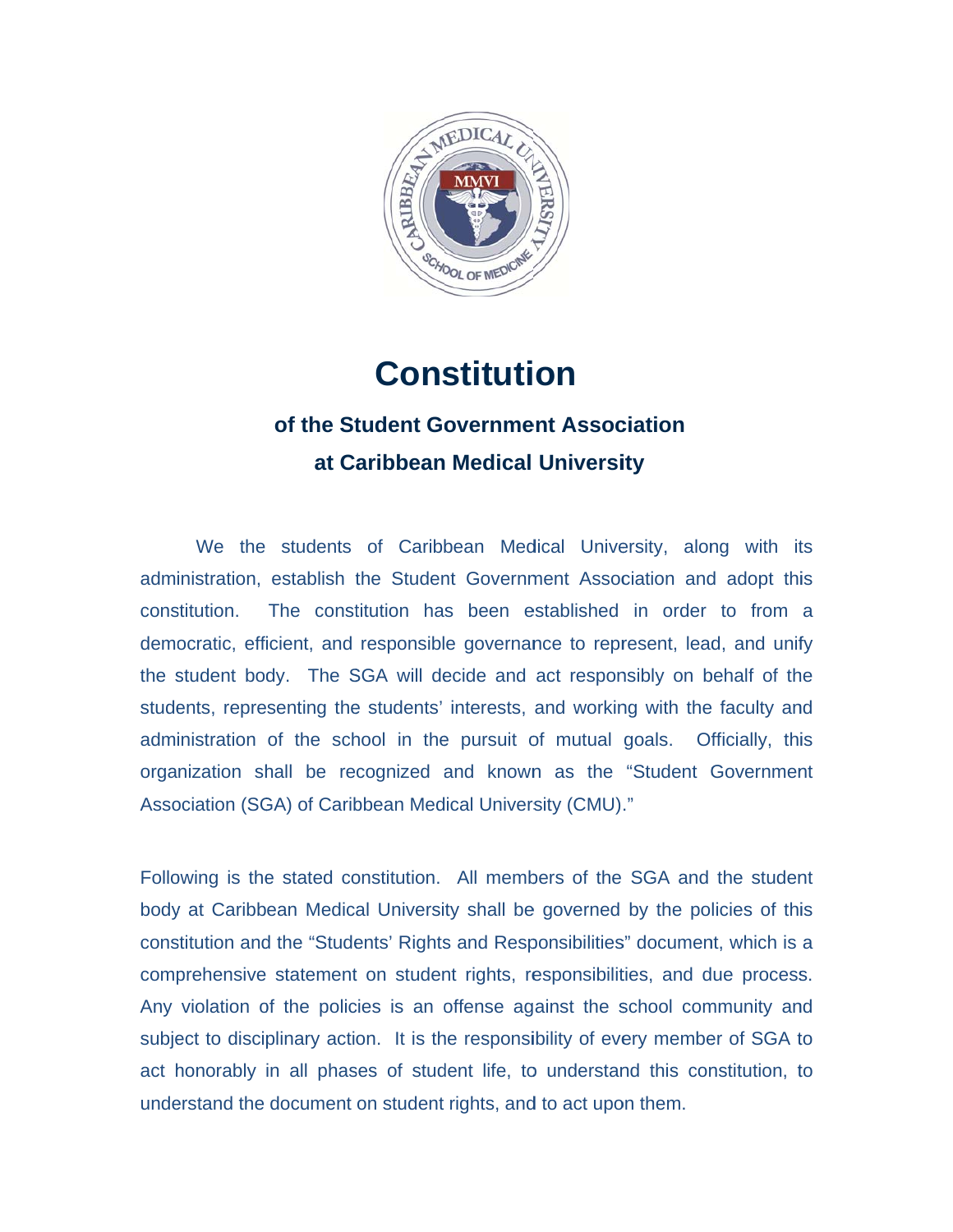# Constitution

## of the Student Government Association at Caribbean Medical University

We the students of Caribbean Medical University, along with its administration, establish the Student Government Association and adopt this constitution. The constitution has been established in order to from a democratic, efficient, and responsible governance to represent, lead, and unify the student body. The SGA will decide and act responsibly on behalf of the students, representing the students' interests, and working with the faculty and administration of the school in the pursuit of mutual goals. Officially, this organization shall be recognized and known as the "Student Government Association (SGA) of Caribbean Medical University (CMU)."

Following is the stated constitution. All members of the SGA and the student body at Caribbean Medical University shall be governed by the policies of this constitution and the "Students' Rights and Responsibilities" document, which is a comprehensive statement on student rights, responsibilities, and due process. Any violation of the policies is an offense against the school community and subject to disciplinary action. It is the responsibility of every member of SGA to act honorably in all phases of student life, to understand this constitution, to understand the document on student rights, and to act upon them.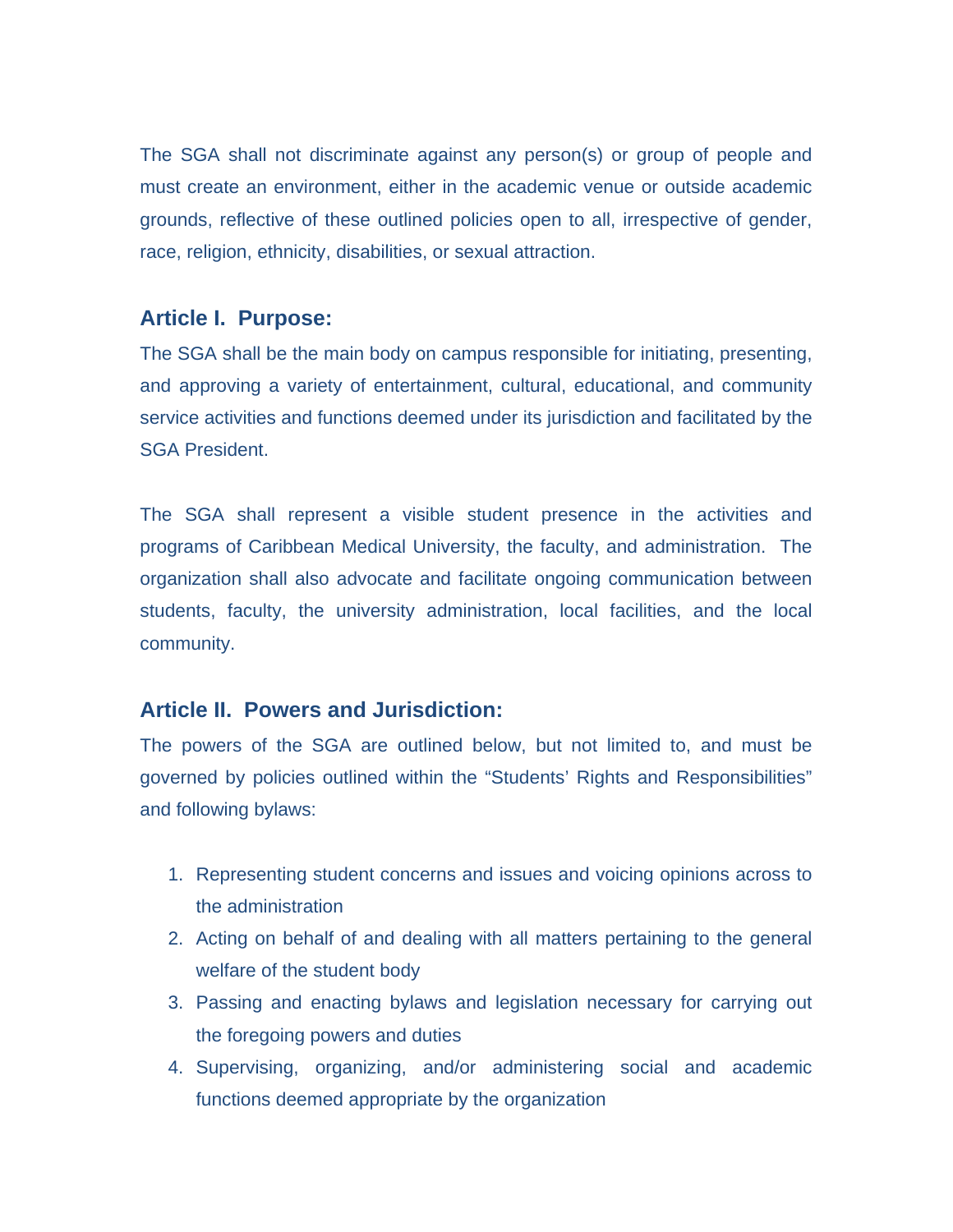The SGA shall not discriminate against any person(s) or group of people and must create an environment, either in the academic venue or outside academic grounds, reflective of these outlined policies open to all, irrespective of gender, race, religion, ethnicity, disabilities, or sexual attraction.

## Article I. Purpose:

The SGA shall be the main body on campus responsible for initiating, presenting, and approving a variety of entertainment, cultural, educational, and community service activities and functions deemed under its jurisdiction and facilitated by the SGA President.

The SGA shall represent a visible student presence in the activities and programs of Caribbean Medical University, the faculty, and administration. The organization shall also advocate and facilitate ongoing communication between students, faculty, the university administration, local facilities, and the local community.

## Article II. Powers and Jurisdiction:

The powers of the SGA are outlined below, but not limited to, and must be governed by policies outlined within the "Students' Rights and Responsibilities" and following bylaws:

1. Representing student concerns and issues and voicing opinions across to the administration
2. Acting on behalf of and dealing with all matters pertaining to the general welfare of the student body
3. Passing and enacting bylaws and legislation necessary for carrying out the foregoing powers and duties
4. Supervising, organizing, and/or administering social and academic functions deemed appropriate by the organization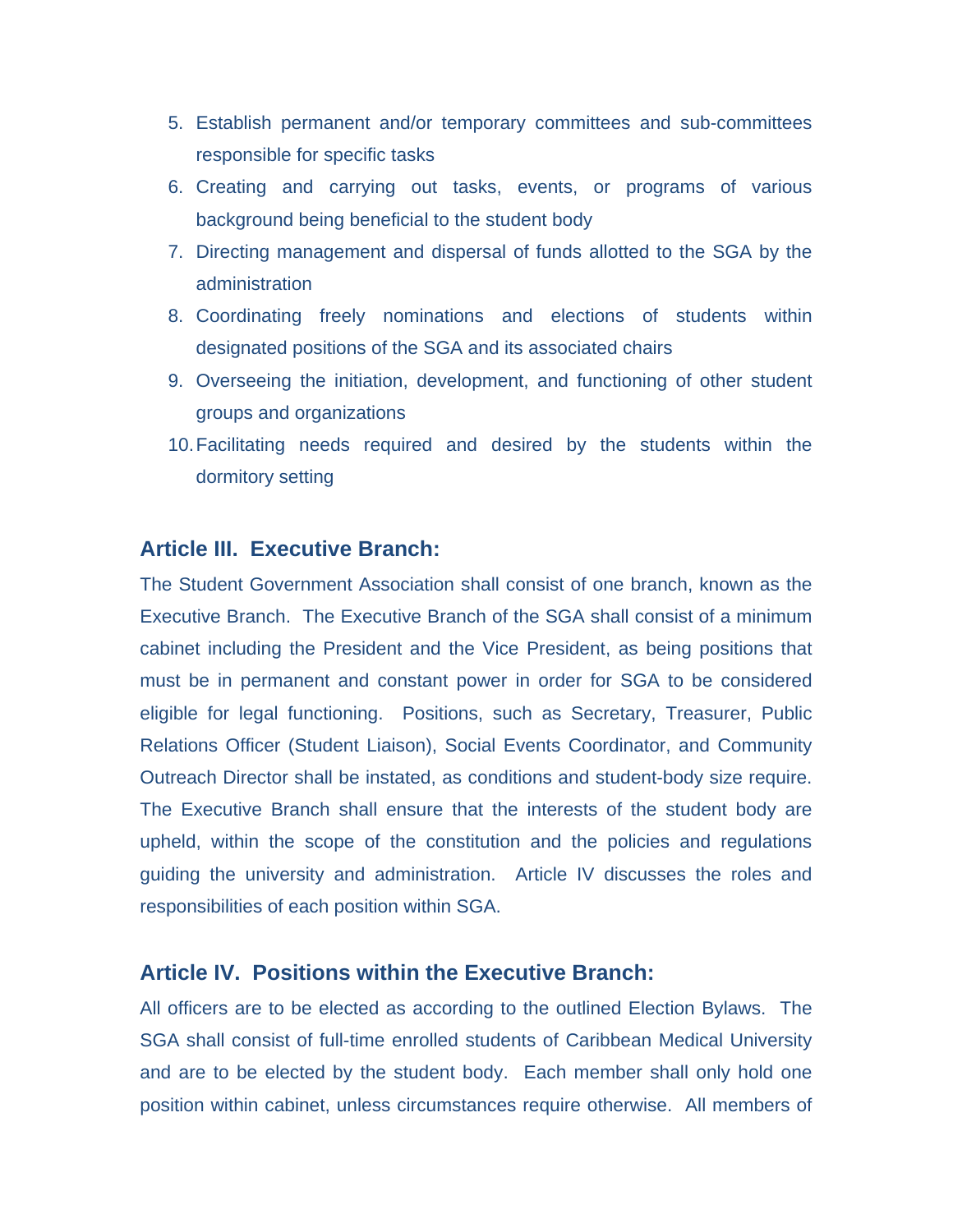5. Establish permanent and/or temporary committees and sub-committees responsible for specific tasks
6. Creating and carrying out tasks, events, or programs of various background being beneficial to the student body
7. Directing management and dispersal of funds allotted to the SGA by the administration
8. Coordinating freely nominations and elections of students within designated positions of the SGA and its associated chairs
9. Overseeing the initiation, development, and functioning of other student groups and organizations
10. Facilitating needs required and desired by the students within the dormitory setting

## Article III. Executive Branch:

The Student Government Association shall consist of one branch, known as the Executive Branch. The Executive Branch of the SGA shall consist of a minimum cabinet including the President and the Vice President, as being positions that must be in permanent and constant power in order for SGA to be considered eligible for legal functioning. Positions, such as Secretary, Treasurer, Public Relations Officer (Student Liaison), Social Events Coordinator, and Community Outreach Director shall be instated, as conditions and student-body size require. The Executive Branch shall ensure that the interests of the student body are upheld, within the scope of the constitution and the policies and regulations guiding the university and administration. Article IV discusses the roles and responsibilities of each position within SGA.

## Article IV. Positions within the Executive Branch:

All officers are to be elected as according to the outlined Election Bylaws. The SGA shall consist of full-time enrolled students of Caribbean Medical University and are to be elected by the student body. Each member shall only hold one position within cabinet, unless circumstances require otherwise. All members of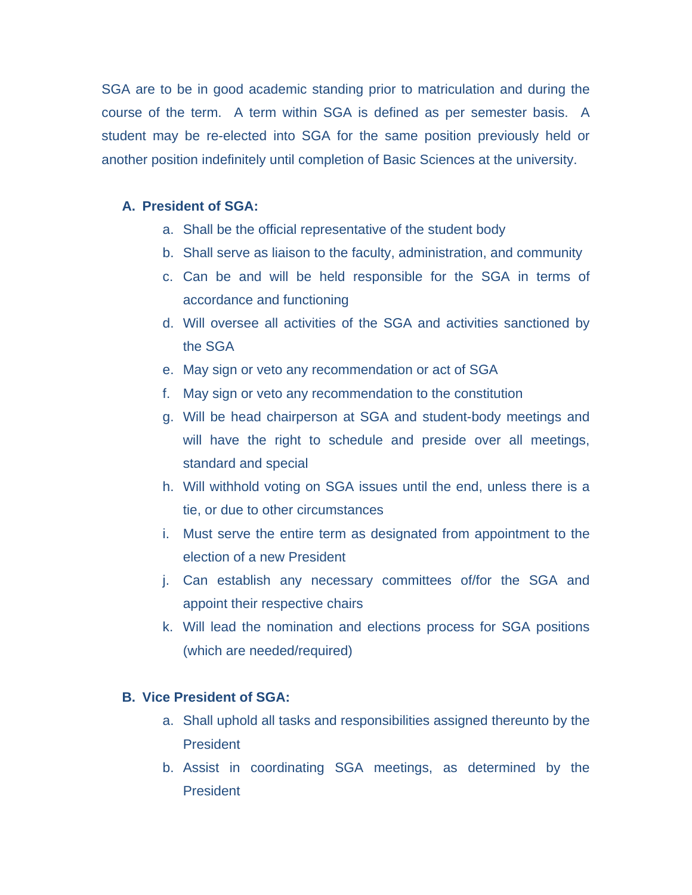SGA are to be in good academic standing prior to matriculation and during the course of the term. A term within SGA is defined as per semester basis. A student may be re-elected into SGA for the same position previously held or another position indefinitely until completion of Basic Sciences at the university.

**A. President of SGA:**

a. Shall be the official representative of the student body
b. Shall serve as liaison to the faculty, administration, and community
c. Can be and will be held responsible for the SGA in terms of accordance and functioning
d. Will oversee all activities of the SGA and activities sanctioned by the SGA
e. May sign or veto any recommendation or act of SGA
f. May sign or veto any recommendation to the constitution
g. Will be head chairperson at SGA and student-body meetings and will have the right to schedule and preside over all meetings, standard and special
h. Will withhold voting on SGA issues until the end, unless there is a tie, or due to other circumstances
i. Must serve the entire term as designated from appointment to the election of a new President
j. Can establish any necessary committees of/for the SGA and appoint their respective chairs
k. Will lead the nomination and elections process for SGA positions (which are needed/required)

**B. Vice President of SGA:**

a. Shall uphold all tasks and responsibilities assigned thereunto by the President
b. Assist in coordinating SGA meetings, as determined by the President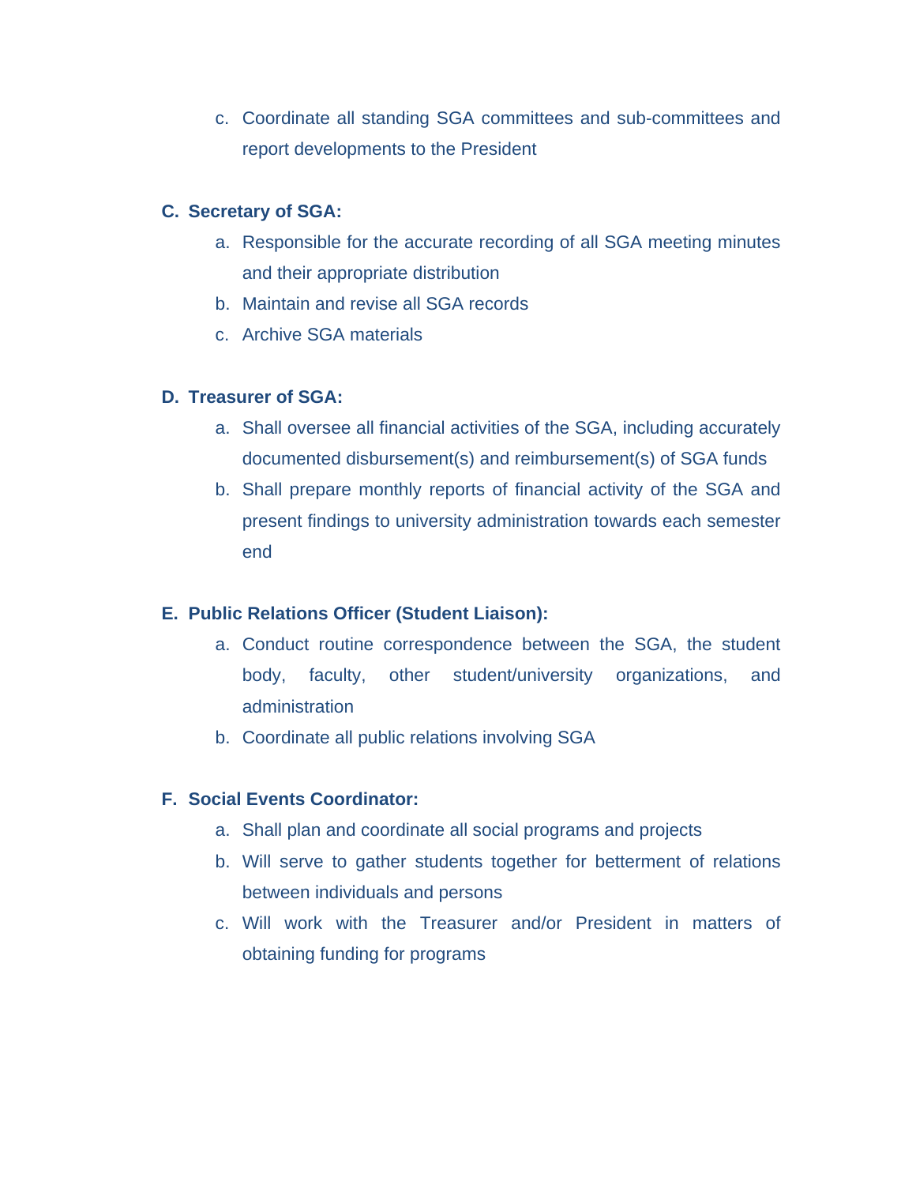c. Coordinate all standing SGA committees and sub-committees and report developments to the President

**C. Secretary of SGA:**

   a. Responsible for the accurate recording of all SGA meeting minutes and their appropriate distribution
   b. Maintain and revise all SGA records
   c. Archive SGA materials

**D. Treasurer of SGA:**

   a. Shall oversee all financial activities of the SGA, including accurately documented disbursement(s) and reimbursement(s) of SGA funds
   b. Shall prepare monthly reports of financial activity of the SGA and present findings to university administration towards each semester end

**E. Public Relations Officer (Student Liaison):**

   a. Conduct routine correspondence between the SGA, the student body, faculty, other student/university organizations, and administration
   b. Coordinate all public relations involving SGA

**F. Social Events Coordinator:**

   a. Shall plan and coordinate all social programs and projects
   b. Will serve to gather students together for betterment of relations between individuals and persons
   c. Will work with the Treasurer and/or President in matters of obtaining funding for programs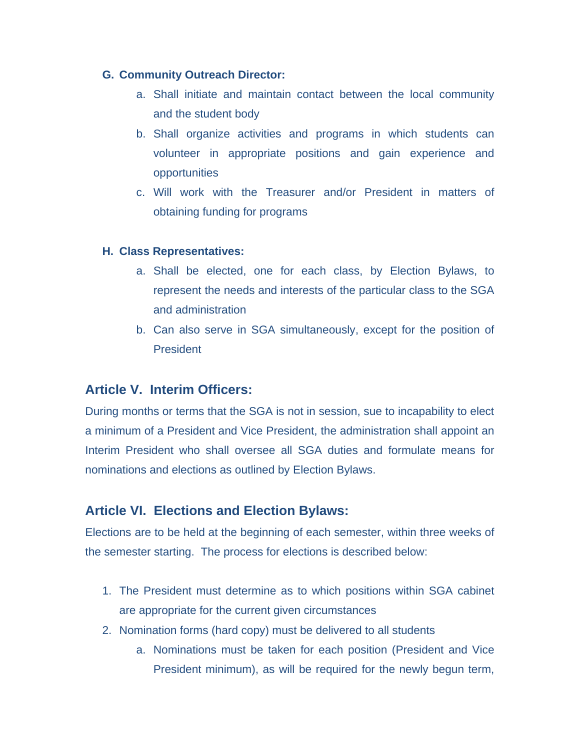**G. Community Outreach Director:**

a. Shall initiate and maintain contact between the local community and the student body
b. Shall organize activities and programs in which students can volunteer in appropriate positions and gain experience and opportunities
c. Will work with the Treasurer and/or President in matters of obtaining funding for programs

**H. Class Representatives:**

a. Shall be elected, one for each class, by Election Bylaws, to represent the needs and interests of the particular class to the SGA and administration
b. Can also serve in SGA simultaneously, except for the position of President

## Article V. Interim Officers:

During months or terms that the SGA is not in session, sue to incapability to elect a minimum of a President and Vice President, the administration shall appoint an Interim President who shall oversee all SGA duties and formulate means for nominations and elections as outlined by Election Bylaws.

## Article VI. Elections and Election Bylaws:

Elections are to be held at the beginning of each semester, within three weeks of the semester starting. The process for elections is described below:

1. The President must determine as to which positions within SGA cabinet are appropriate for the current given circumstances
2. Nomination forms (hard copy) must be delivered to all students
   a. Nominations must be taken for each position (President and Vice President minimum), as will be required for the newly begun term,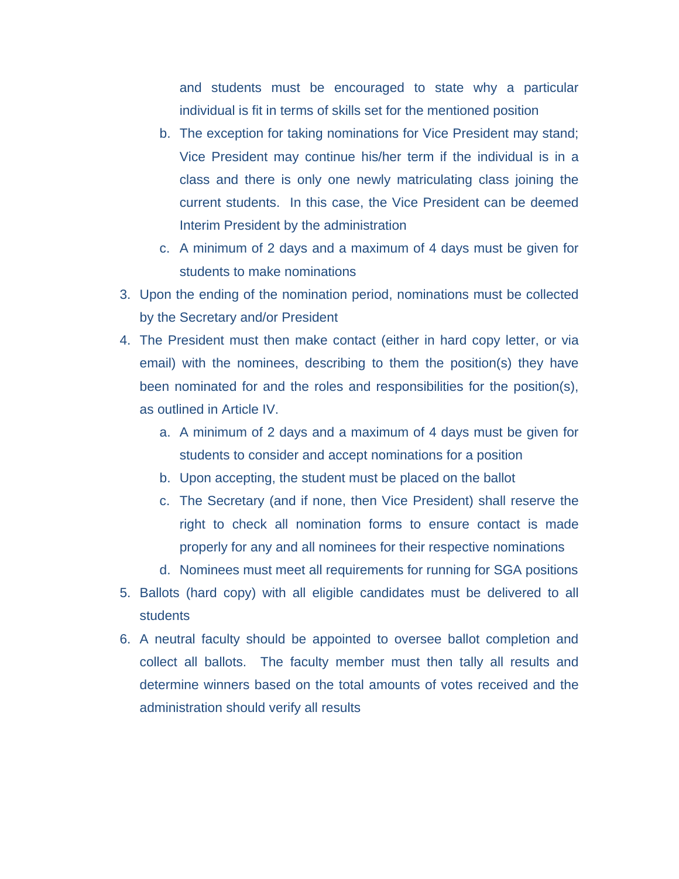and students must be encouraged to state why a particular individual is fit in terms of skills set for the mentioned position

   b. The exception for taking nominations for Vice President may stand; Vice President may continue his/her term if the individual is in a class and there is only one newly matriculating class joining the current students. In this case, the Vice President can be deemed Interim President by the administration
   c. A minimum of 2 days and a maximum of 4 days must be given for students to make nominations

3. Upon the ending of the nomination period, nominations must be collected by the Secretary and/or President
4. The President must then make contact (either in hard copy letter, or via email) with the nominees, describing to them the position(s) they have been nominated for and the roles and responsibilities for the position(s), as outlined in Article IV.
   a. A minimum of 2 days and a maximum of 4 days must be given for students to consider and accept nominations for a position
   b. Upon accepting, the student must be placed on the ballot
   c. The Secretary (and if none, then Vice President) shall reserve the right to check all nomination forms to ensure contact is made properly for any and all nominees for their respective nominations
   d. Nominees must meet all requirements for running for SGA positions
5. Ballots (hard copy) with all eligible candidates must be delivered to all students
6. A neutral faculty should be appointed to oversee ballot completion and collect all ballots. The faculty member must then tally all results and determine winners based on the total amounts of votes received and the administration should verify all results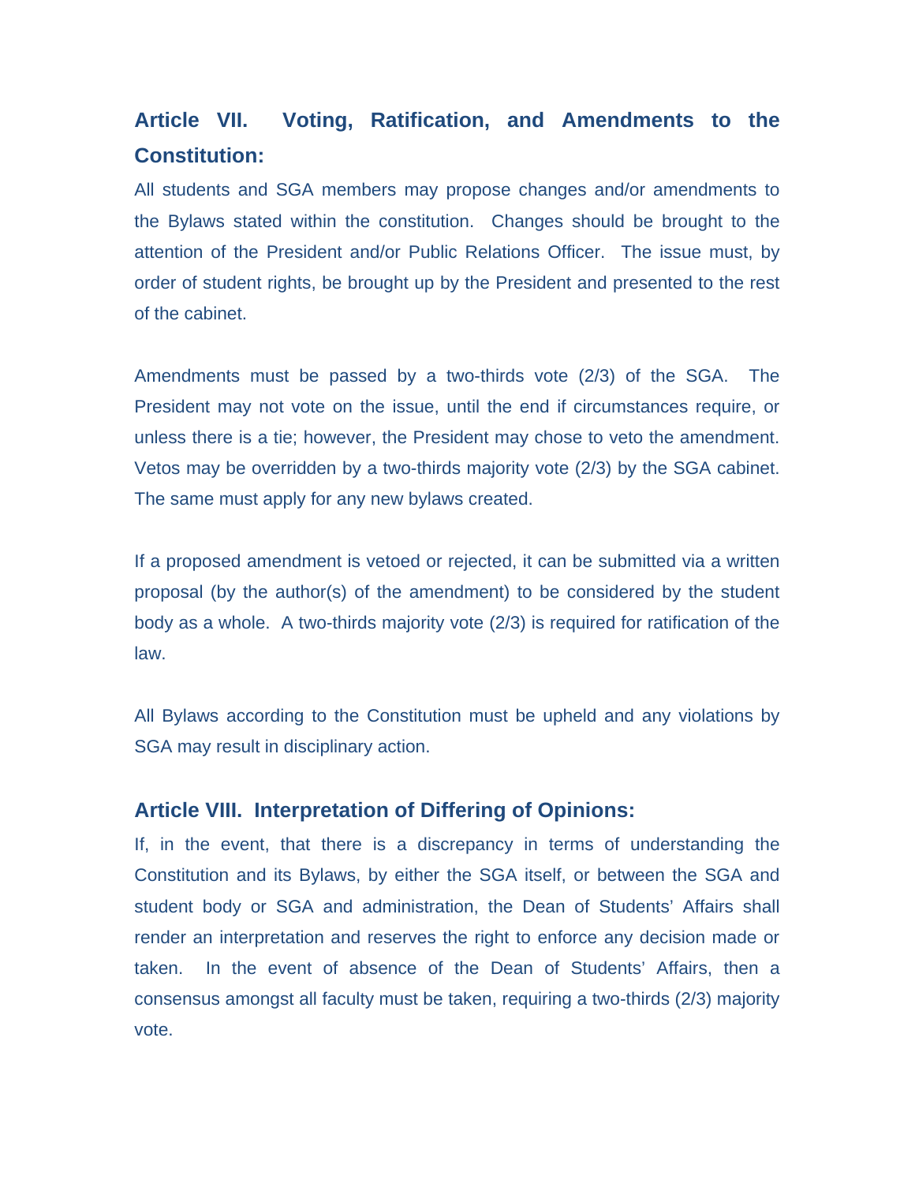## Article VII. Voting, Ratification, and Amendments to the Constitution:

All students and SGA members may propose changes and/or amendments to the Bylaws stated within the constitution. Changes should be brought to the attention of the President and/or Public Relations Officer. The issue must, by order of student rights, be brought up by the President and presented to the rest of the cabinet.

Amendments must be passed by a two-thirds vote (2/3) of the SGA. The President may not vote on the issue, until the end if circumstances require, or unless there is a tie; however, the President may chose to veto the amendment. Vetos may be overridden by a two-thirds majority vote (2/3) by the SGA cabinet. The same must apply for any new bylaws created.

If a proposed amendment is vetoed or rejected, it can be submitted via a written proposal (by the author(s) of the amendment) to be considered by the student body as a whole. A two-thirds majority vote (2/3) is required for ratification of the law.

All Bylaws according to the Constitution must be upheld and any violations by SGA may result in disciplinary action.

## Article VIII. Interpretation of Differing of Opinions:

If, in the event, that there is a discrepancy in terms of understanding the Constitution and its Bylaws, by either the SGA itself, or between the SGA and student body or SGA and administration, the Dean of Students' Affairs shall render an interpretation and reserves the right to enforce any decision made or taken. In the event of absence of the Dean of Students' Affairs, then a consensus amongst all faculty must be taken, requiring a two-thirds (2/3) majority vote.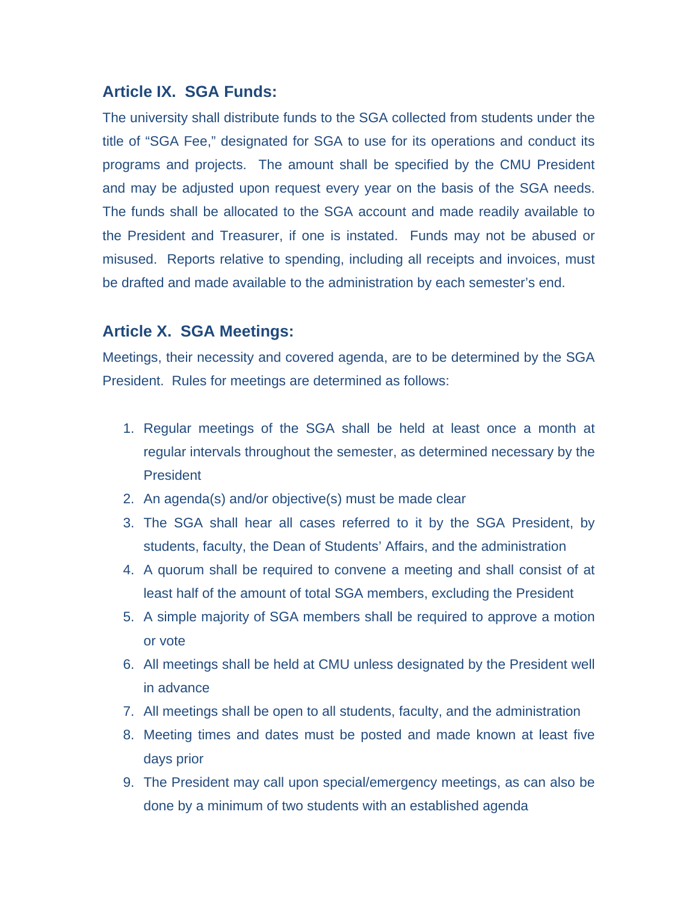### Article IX. SGA Funds:

The university shall distribute funds to the SGA collected from students under the title of "SGA Fee," designated for SGA to use for its operations and conduct its programs and projects. The amount shall be specified by the CMU President and may be adjusted upon request every year on the basis of the SGA needs. The funds shall be allocated to the SGA account and made readily available to the President and Treasurer, if one is instated. Funds may not be abused or misused. Reports relative to spending, including all receipts and invoices, must be drafted and made available to the administration by each semester's end.

### Article X. SGA Meetings:

Meetings, their necessity and covered agenda, are to be determined by the SGA President. Rules for meetings are determined as follows:

1. Regular meetings of the SGA shall be held at least once a month at regular intervals throughout the semester, as determined necessary by the President
2. An agenda(s) and/or objective(s) must be made clear
3. The SGA shall hear all cases referred to it by the SGA President, by students, faculty, the Dean of Students' Affairs, and the administration
4. A quorum shall be required to convene a meeting and shall consist of at least half of the amount of total SGA members, excluding the President
5. A simple majority of SGA members shall be required to approve a motion or vote
6. All meetings shall be held at CMU unless designated by the President well in advance
7. All meetings shall be open to all students, faculty, and the administration
8. Meeting times and dates must be posted and made known at least five days prior
9. The President may call upon special/emergency meetings, as can also be done by a minimum of two students with an established agenda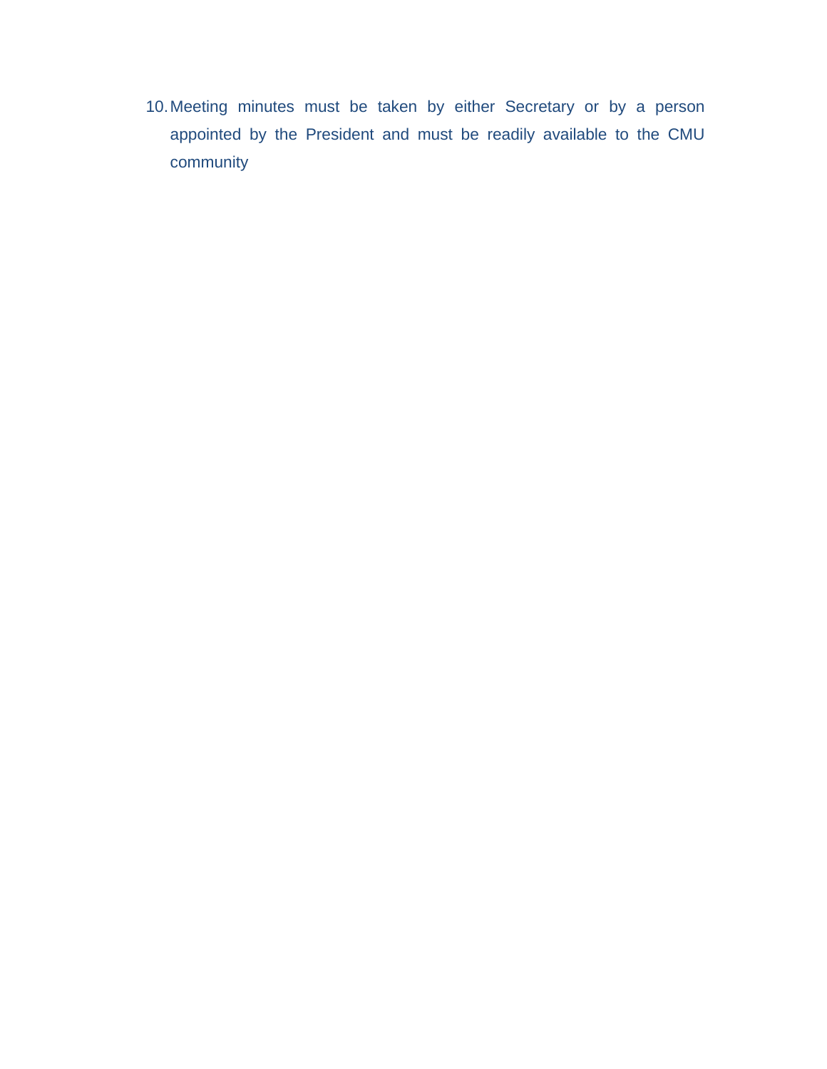10. Meeting minutes must be taken by either Secretary or by a person appointed by the President and must be readily available to the CMU community